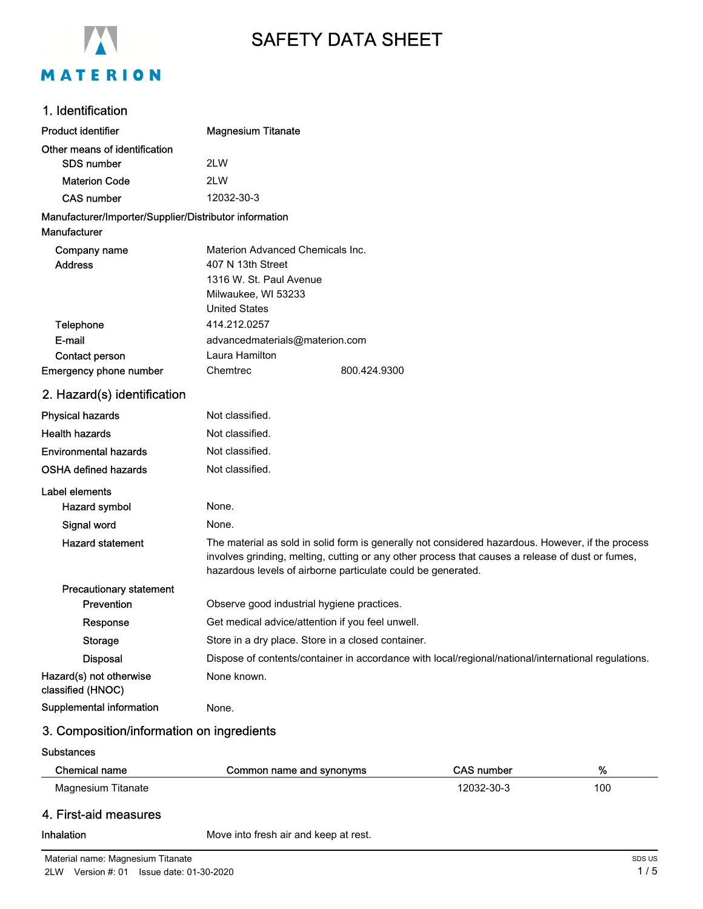# SAFETY DATA SHEET

## 1. Identification

**Product identifier** Magnesium Titanate

**Other means of identification**

- **SDS number** 2LW
- **Materion Code** 2LW
- **CAS number** 12032-30-3

**Manufacturer/Importer/Supplier/Distributor information**

**Manufacturer**

- **Company name** Materion Advanced Chemicals Inc.
- **Address** 407 N 13th Street
  1316 W. St. Paul Avenue
  Milwaukee, WI 53233
  United States
- **Telephone** 414.212.0257
- **E-mail** advancedmaterials@materion.com
- **Contact person** Laura Hamilton

**Emergency phone number** Chemtrec 800.424.9300

## 2. Hazard(s) identification

**Physical hazards** Not classified.

**Health hazards** Not classified.

**Environmental hazards** Not classified.

**OSHA defined hazards** Not classified.

**Label elements**

- **Hazard symbol** None.
- **Signal word** None.
- **Hazard statement** The material as sold in solid form is generally not considered hazardous. However, if the process involves grinding, melting, cutting or any other process that causes a release of dust or fumes, hazardous levels of airborne particulate could be generated.

**Precautionary statement**

- **Prevention** Observe good industrial hygiene practices.
- **Response** Get medical advice/attention if you feel unwell.
- **Storage** Store in a dry place. Store in a closed container.
- **Disposal** Dispose of contents/container in accordance with local/regional/national/international regulations.

**Hazard(s) not otherwise classified (HNOC)** None known.

**Supplemental information** None.

## 3. Composition/information on ingredients

**Substances**

| Chemical name | Common name and synonyms | CAS number | % |
|---|---|---|---|
| Magnesium Titanate | | 12032-30-3 | 100 |

## 4. First-aid measures

**Inhalation** Move into fresh air and keep at rest.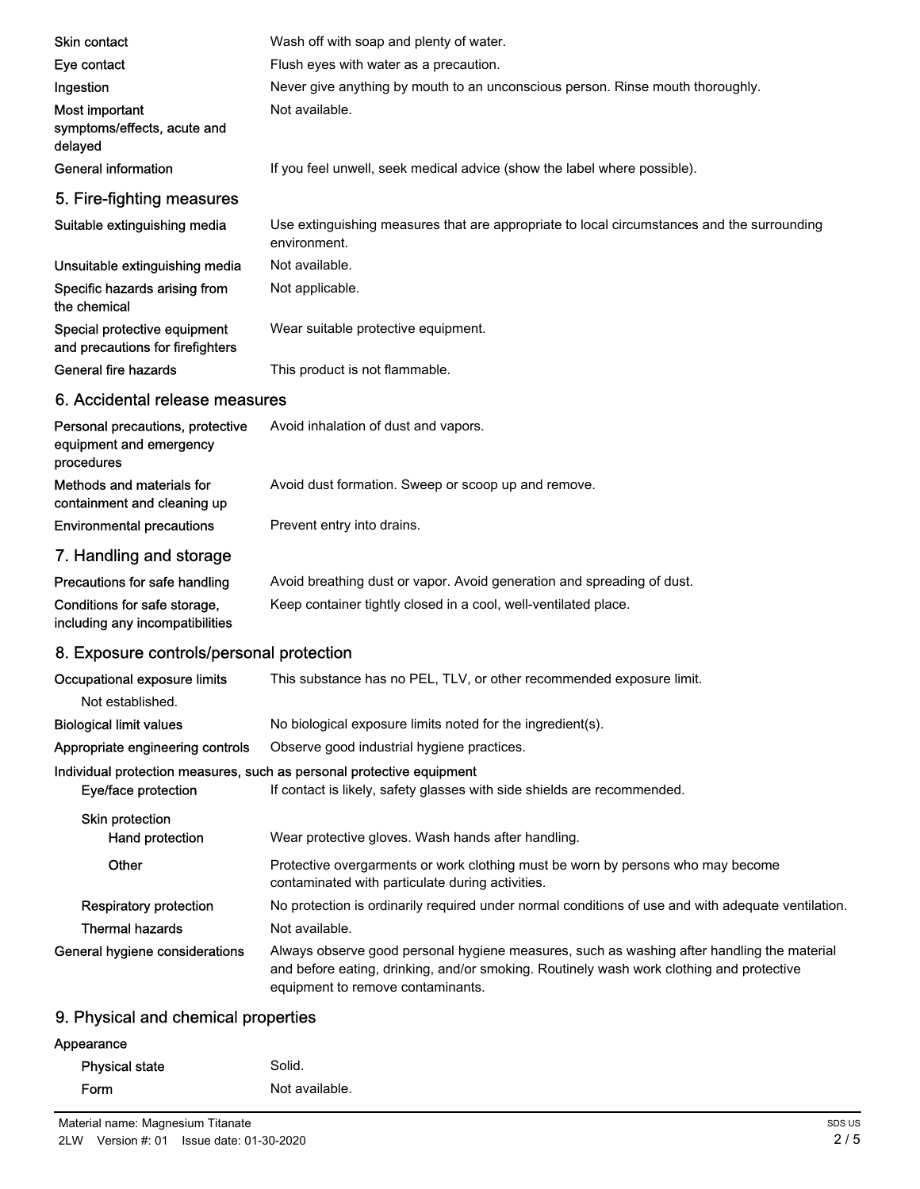| | |
|---|---|
| **Skin contact** | Wash off with soap and plenty of water. |
| **Eye contact** | Flush eyes with water as a precaution. |
| **Ingestion** | Never give anything by mouth to an unconscious person. Rinse mouth thoroughly. |
| **Most important symptoms/effects, acute and delayed** | Not available. |
| **General information** | If you feel unwell, seek medical advice (show the label where possible). |

## 5. Fire-fighting measures

| | |
|---|---|
| **Suitable extinguishing media** | Use extinguishing measures that are appropriate to local circumstances and the surrounding environment. |
| **Unsuitable extinguishing media** | Not available. |
| **Specific hazards arising from the chemical** | Not applicable. |
| **Special protective equipment and precautions for firefighters** | Wear suitable protective equipment. |
| **General fire hazards** | This product is not flammable. |

## 6. Accidental release measures

| | |
|---|---|
| **Personal precautions, protective equipment and emergency procedures** | Avoid inhalation of dust and vapors. |
| **Methods and materials for containment and cleaning up** | Avoid dust formation. Sweep or scoop up and remove. |
| **Environmental precautions** | Prevent entry into drains. |

## 7. Handling and storage

| | |
|---|---|
| **Precautions for safe handling** | Avoid breathing dust or vapor. Avoid generation and spreading of dust. |
| **Conditions for safe storage, including any incompatibilities** | Keep container tightly closed in a cool, well-ventilated place. |

## 8. Exposure controls/personal protection

**Occupational exposure limits** This substance has no PEL, TLV, or other recommended exposure limit.

Not established.

| | |
|---|---|
| **Biological limit values** | No biological exposure limits noted for the ingredient(s). |
| **Appropriate engineering controls** | Observe good industrial hygiene practices. |

**Individual protection measures, such as personal protective equipment**

| | |
|---|---|
| **Eye/face protection** | If contact is likely, safety glasses with side shields are recommended. |
| **Skin protection** | |
| **Hand protection** | Wear protective gloves. Wash hands after handling. |
| **Other** | Protective overgarments or work clothing must be worn by persons who may become contaminated with particulate during activities. |
| **Respiratory protection** | No protection is ordinarily required under normal conditions of use and with adequate ventilation. |
| **Thermal hazards** | Not available. |
| **General hygiene considerations** | Always observe good personal hygiene measures, such as washing after handling the material and before eating, drinking, and/or smoking. Routinely wash work clothing and protective equipment to remove contaminants. |

## 9. Physical and chemical properties

**Appearance**

| | |
|---|---|
| **Physical state** | Solid. |
| **Form** | Not available. |

Material name: Magnesium Titanate

2LW Version #: 01 Issue date: 01-30-2020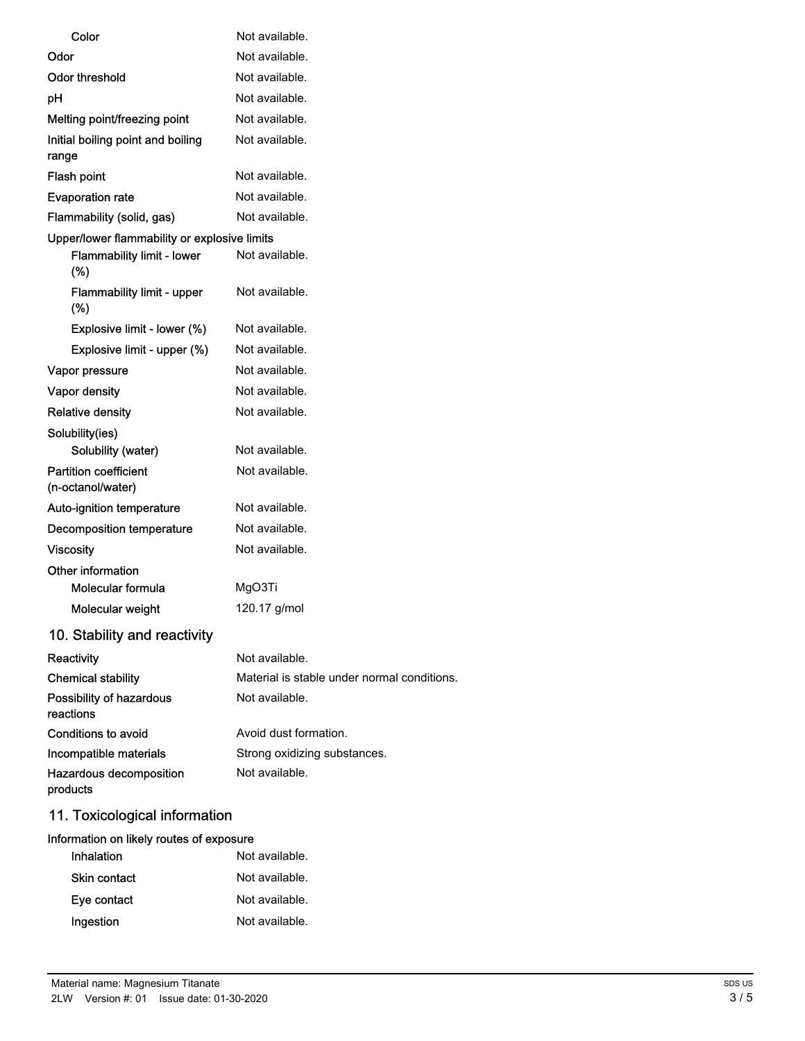| | |
|---|---|
| Color | Not available. |
| Odor | Not available. |
| Odor threshold | Not available. |
| pH | Not available. |
| Melting point/freezing point | Not available. |
| Initial boiling point and boiling range | Not available. |
| Flash point | Not available. |
| Evaporation rate | Not available. |
| Flammability (solid, gas) | Not available. |
| **Upper/lower flammability or explosive limits** | |
| Flammability limit - lower (%) | Not available. |
| Flammability limit - upper (%) | Not available. |
| Explosive limit - lower (%) | Not available. |
| Explosive limit - upper (%) | Not available. |
| Vapor pressure | Not available. |
| Vapor density | Not available. |
| Relative density | Not available. |
| **Solubility(ies)** | |
| Solubility (water) | Not available. |
| Partition coefficient (n-octanol/water) | Not available. |
| Auto-ignition temperature | Not available. |
| Decomposition temperature | Not available. |
| Viscosity | Not available. |
| **Other information** | |
| Molecular formula | MgO3Ti |
| Molecular weight | 120.17 g/mol |

## 10. Stability and reactivity

| | |
|---|---|
| Reactivity | Not available. |
| Chemical stability | Material is stable under normal conditions. |
| Possibility of hazardous reactions | Not available. |
| Conditions to avoid | Avoid dust formation. |
| Incompatible materials | Strong oxidizing substances. |
| Hazardous decomposition products | Not available. |

## 11. Toxicological information

**Information on likely routes of exposure**

| | |
|---|---|
| Inhalation | Not available. |
| Skin contact | Not available. |
| Eye contact | Not available. |
| Ingestion | Not available. |

Material name: Magnesium Titanate
2LW Version #: 01 Issue date: 01-30-2020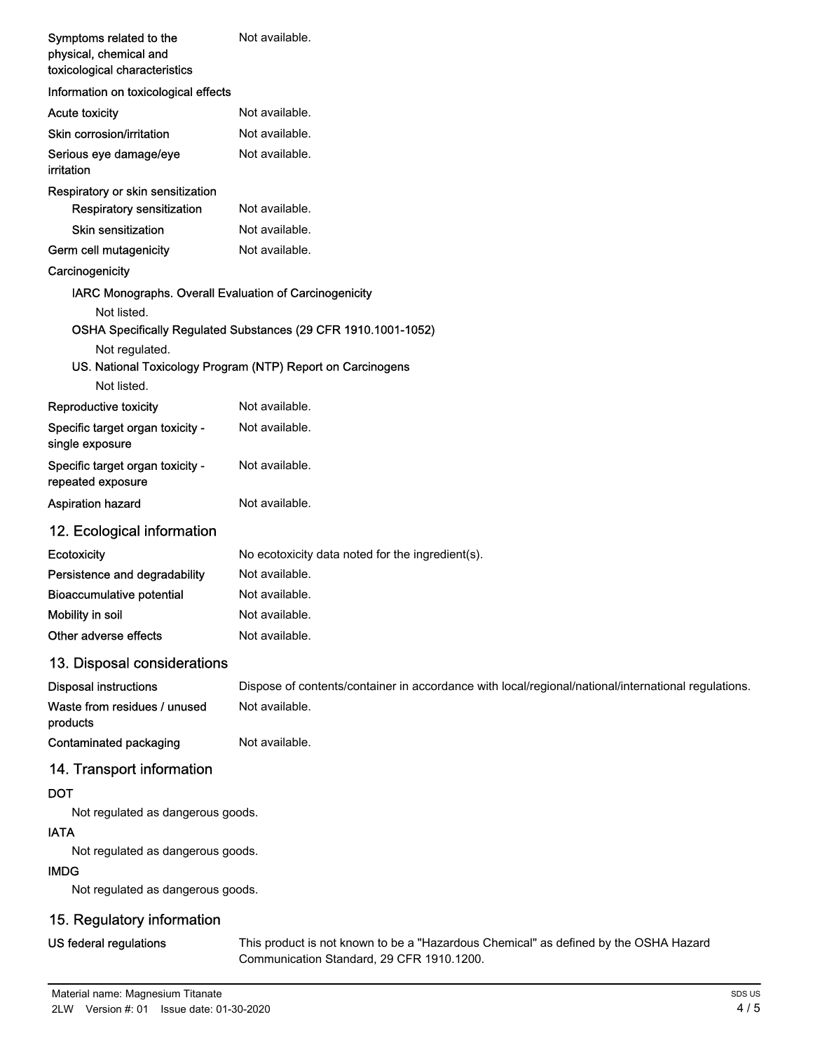| | |
|---|---|
| Symptoms related to the physical, chemical and toxicological characteristics | Not available. |

**Information on toxicological effects**

| | |
|---|---|
| Acute toxicity | Not available. |
| Skin corrosion/irritation | Not available. |
| Serious eye damage/eye irritation | Not available. |

**Respiratory or skin sensitization**

| | |
|---|---|
| Respiratory sensitization | Not available. |
| Skin sensitization | Not available. |
| Germ cell mutagenicity | Not available. |

**Carcinogenicity**

IARC Monographs. Overall Evaluation of Carcinogenicity

Not listed.

OSHA Specifically Regulated Substances (29 CFR 1910.1001-1052)

Not regulated.

US. National Toxicology Program (NTP) Report on Carcinogens

Not listed.

| | |
|---|---|
| Reproductive toxicity | Not available. |
| Specific target organ toxicity - single exposure | Not available. |
| Specific target organ toxicity - repeated exposure | Not available. |
| Aspiration hazard | Not available. |

## 12. Ecological information

| | |
|---|---|
| Ecotoxicity | No ecotoxicity data noted for the ingredient(s). |
| Persistence and degradability | Not available. |
| Bioaccumulative potential | Not available. |
| Mobility in soil | Not available. |
| Other adverse effects | Not available. |

## 13. Disposal considerations

| | |
|---|---|
| Disposal instructions | Dispose of contents/container in accordance with local/regional/national/international regulations. |
| Waste from residues / unused products | Not available. |
| Contaminated packaging | Not available. |

## 14. Transport information

**DOT**

Not regulated as dangerous goods.

**IATA**

Not regulated as dangerous goods.

**IMDG**

Not regulated as dangerous goods.

## 15. Regulatory information

| | |
|---|---|
| US federal regulations | This product is not known to be a "Hazardous Chemical" as defined by the OSHA Hazard Communication Standard, 29 CFR 1910.1200. |

Material name: Magnesium Titanate

2LW Version #: 01 Issue date: 01-30-2020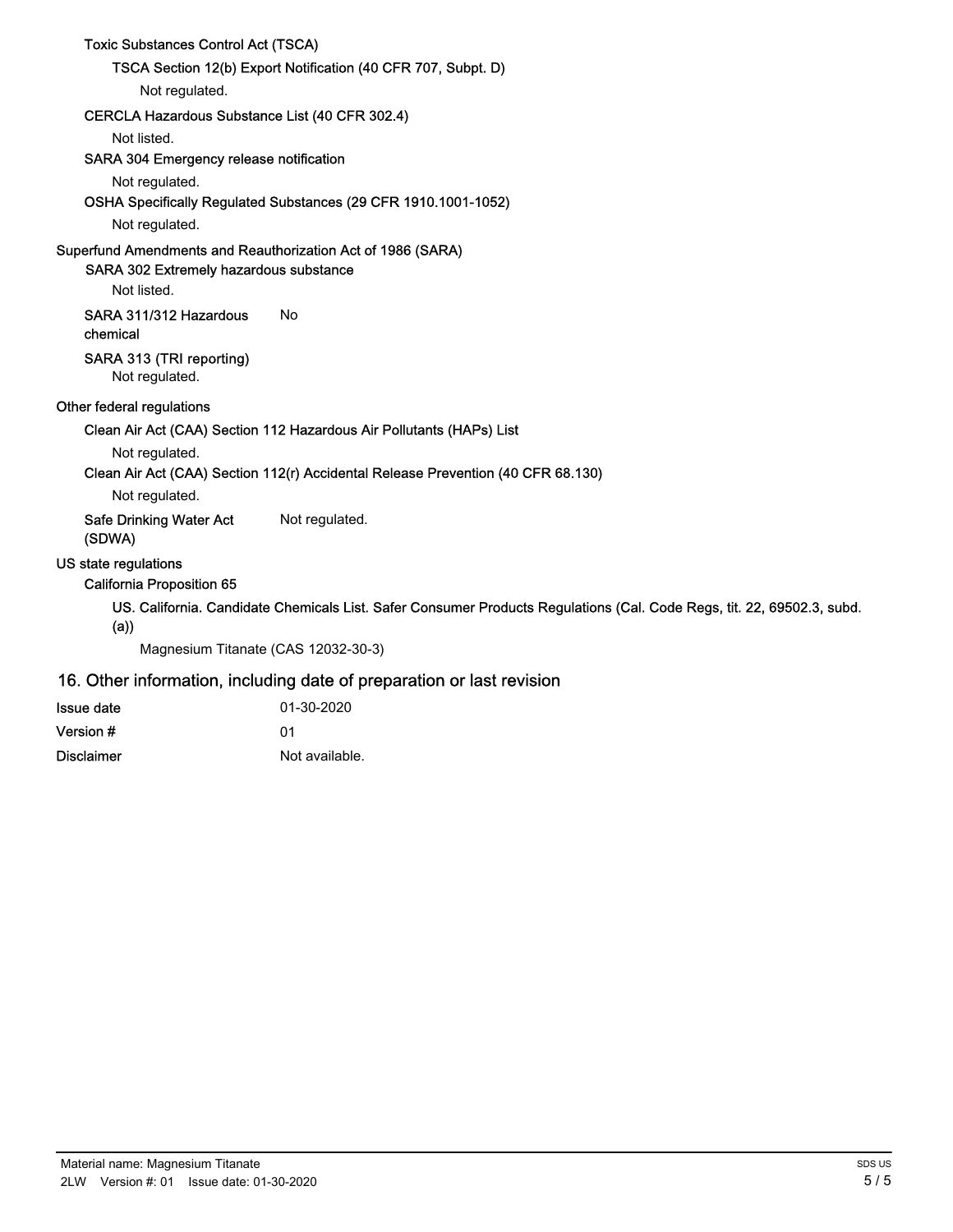**Toxic Substances Control Act (TSCA)**

**TSCA Section 12(b) Export Notification (40 CFR 707, Subpt. D)**

Not regulated.

**CERCLA Hazardous Substance List (40 CFR 302.4)**

Not listed.

**SARA 304 Emergency release notification**

Not regulated.

**OSHA Specifically Regulated Substances (29 CFR 1910.1001-1052)**

Not regulated.

**Superfund Amendments and Reauthorization Act of 1986 (SARA)**

**SARA 302 Extremely hazardous substance**

Not listed.

**SARA 311/312 Hazardous chemical** No

**SARA 313 (TRI reporting)**

Not regulated.

**Other federal regulations**

**Clean Air Act (CAA) Section 112 Hazardous Air Pollutants (HAPs) List**

Not regulated.

**Clean Air Act (CAA) Section 112(r) Accidental Release Prevention (40 CFR 68.130)**

Not regulated.

**Safe Drinking Water Act (SDWA)** Not regulated.

**US state regulations**

**California Proposition 65**

**US. California. Candidate Chemicals List. Safer Consumer Products Regulations (Cal. Code Regs, tit. 22, 69502.3, subd. (a))**

Magnesium Titanate (CAS 12032-30-3)

## 16. Other information, including date of preparation or last revision

| | |
|---|---|
| **Issue date** | 01-30-2020 |
| **Version #** | 01 |
| **Disclaimer** | Not available. |